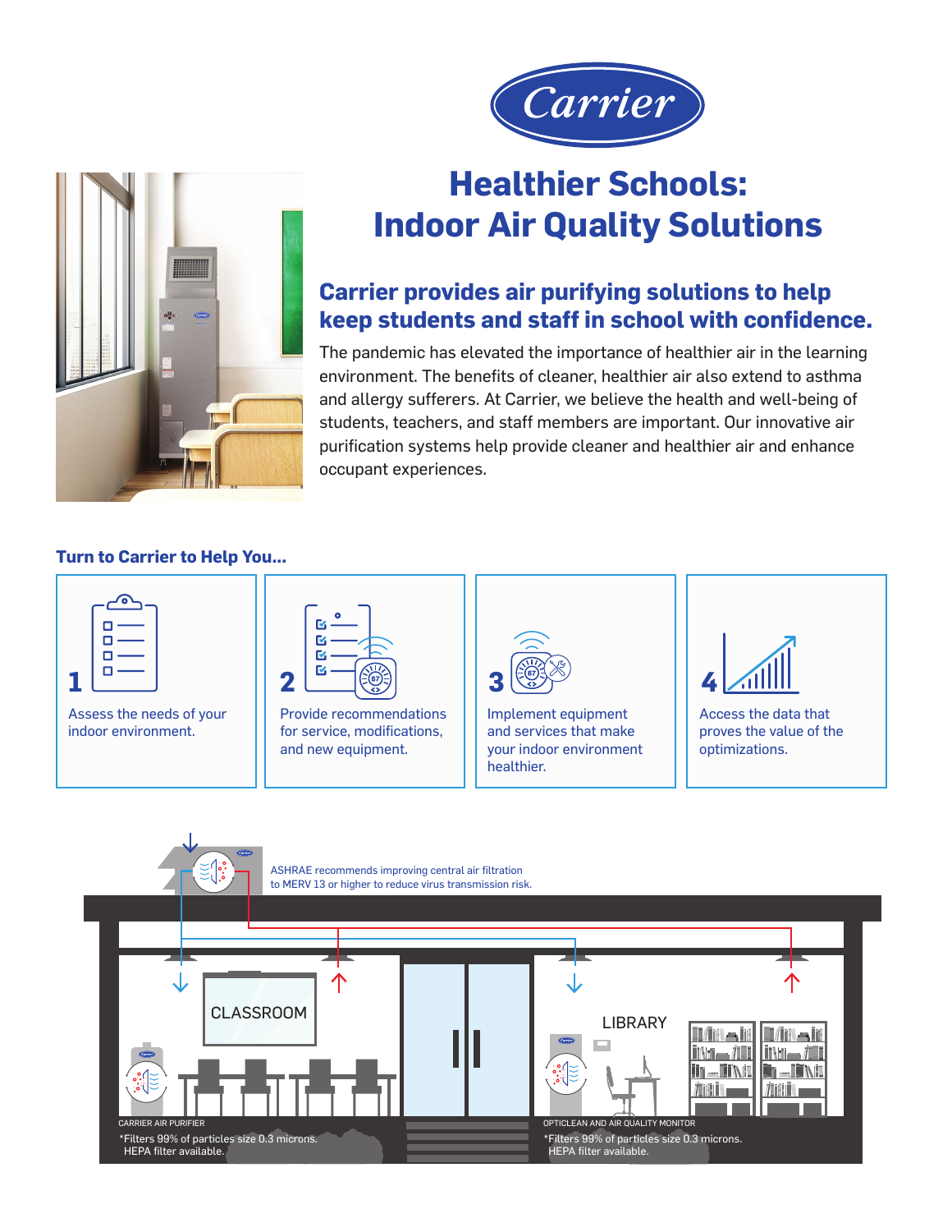# Healthier Schools: Indoor Air Quality Solutions

## Carrier provides air purifying solutions to help keep students and staff in school with confidence.

The pandemic has elevated the importance of healthier air in the learning environment. The benefits of cleaner, healthier air also extend to asthma and allergy sufferers. At Carrier, we believe the health and well-being of students, teachers, and staff members are important. Our innovative air purification systems help provide cleaner and healthier air and enhance occupant experiences.

### Turn to Carrier to Help You...

1. Assess the needs of your indoor environment.
2. Provide recommendations for service, modifications, and new equipment.
3. Implement equipment and services that make your indoor environment healthier.
4. Access the data that proves the value of the optimizations.

ASHRAE recommends improving central air filtration to MERV 13 or higher to reduce virus transmission risk.

CLASSROOM

LIBRARY

CARRIER AIR PURIFIER

*Filters 99% of particles size 0.3 microns. HEPA filter available.

OPTICLEAN AND AIR QUALITY MONITOR

*Filters 99% of particles size 0.3 microns. HEPA filter available.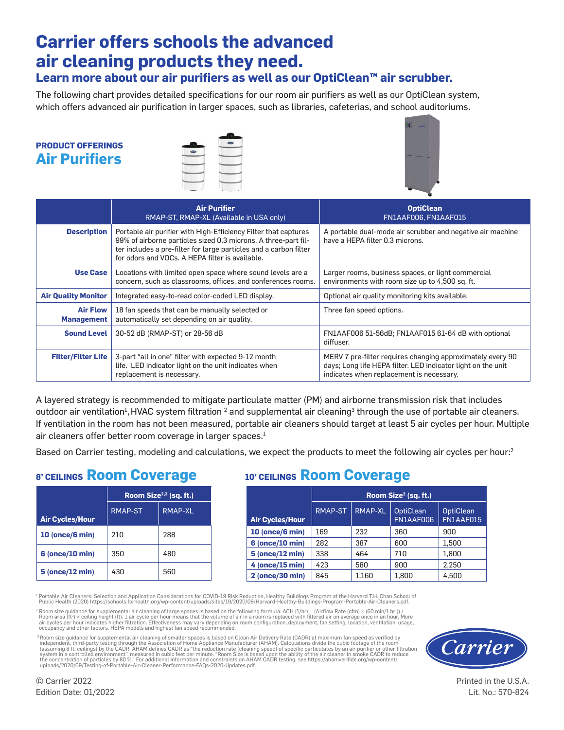# Carrier offers schools the advanced air cleaning products they need.

## Learn more about our air purifiers as well as our OptiClean™ air scrubber.

The following chart provides detailed specifications for our room air purifiers as well as our OptiClean system, which offers advanced air purification in larger spaces, such as libraries, cafeterias, and school auditoriums.

**PRODUCT OFFERINGS**

## Air Purifiers

| | Air Purifier<br>RMAP-ST, RMAP-XL (Available in USA only) | OptiClean<br>FN1AAF006, FN1AAF015 |
|---|---|---|
| **Description** | Portable air purifier with High-Efficiency Filter that captures 99% of airborne particles sized 0.3 microns. A three-part filter includes a pre-filter for large particles and a carbon filter for odors and VOCs. A HEPA filter is available. | A portable dual-mode air scrubber and negative air machine have a HEPA filter 0.3 microns. |
| **Use Case** | Locations with limited open space where sound levels are a concern, such as classrooms, offices, and conferences rooms. | Larger rooms, business spaces, or light commercial environments with room size up to 4,500 sq. ft. |
| **Air Quality Monitor** | Integrated easy-to-read color-coded LED display. | Optional air quality monitoring kits available. |
| **Air Flow Management** | 18 fan speeds that can be manually selected or automatically set depending on air quality. | Three fan speed options. |
| **Sound Level** | 30-52 dB (RMAP-ST) or 28-56 dB | FN1AAF006 51-56dB; FN1AAF015 61-64 dB with optional diffuser. |
| **Filter/Filter Life** | 3-part "all in one" filter with expected 9-12 month life. LED indicator light on the unit indicates when replacement is necessary. | MERV 7 pre-filter requires changing approximately every 90 days; Long life HEPA filter. LED indicator light on the unit indicates when replacement is necessary. |

A layered strategy is recommended to mitigate particulate matter (PM) and airborne transmission risk that includes outdoor air ventilation[1], HVAC system filtration [2] and supplemental air cleaning[3] through the use of portable air cleaners. If ventilation in the room has not been measured, portable air cleaners should target at least 5 air cycles per hour. Multiple air cleaners offer better room coverage in larger spaces.[1]

Based on Carrier testing, modeling and calculations, we expect the products to meet the following air cycles per hour:[2]

### 8' CEILINGS Room Coverage

| Air Cycles/Hour | Room Size[2,3] (sq. ft.) | |
|---|---|---|
| | RMAP-ST | RMAP-XL |
| **10 (once/6 min)** | 210 | 288 |
| **6 (once/10 min)** | 350 | 480 |
| **5 (once/12 min)** | 430 | 560 |

### 10' CEILINGS Room Coverage

| Air Cycles/Hour | Room Size[2] (sq. ft.) | | | |
|---|---|---|---|---|
| | RMAP-ST | RMAP-XL | OptiClean FN1AAF006 | OptiClean FN1AAF015 |
| **10 (once/6 min)** | 169 | 232 | 360 | 900 |
| **6 (once/10 min)** | 282 | 387 | 600 | 1,500 |
| **5 (once/12 min)** | 338 | 464 | 710 | 1,800 |
| **4 (once/15 min)** | 423 | 580 | 900 | 2,250 |
| **2 (once/30 min)** | 845 | 1,160 | 1,800 | 4,500 |

[1] Portable Air Cleaners: Selection and Application Considerations for COVID-19 Risk Reduction, Healthy Buildings Program at the Harvard T.H. Chan School of Public Health (2020) https://schools.forhealth.org/wp-content/uploads/sites/19/2020/08/Harvard-Healthy-Buildings-Program-Portable-Air-Cleaners.pdf.

[2] Room size guidance for supplemental air cleaning of large spaces is based on the following formula: ACH (1/hr) = (Airflow Rate (cfm) × (60 min/1 hr )) / Room area (ft²) × ceiling height (ft). 1 air cycle per hour means that the volume of air in a room is replaced with filtered air on average once in an hour. More air cycles per hour indicates higher filtration. Effectiveness may vary depending on room configuration, deployment, fan setting, location, ventilation, usage, occupancy and other factors. HEPA models and highest fan speed recommended.

[3] Room size guidance for supplemental air cleaning of smaller spaces is based on Clean Air Delivery Rate (CADR) at maximum fan speed as verified by independent, third-party testing through the Association of Home Appliance Manufacturer (AHAM). Calculations divide the cubic footage of the room (assuming 8 ft. ceilings) by the CADR. AHAM defines CADR as "the reduction rate (cleaning speed) of specific particulates by an air purifier or other filtration system in a controlled environment", measured in cubic feet per minute. "Room Size is based upon the ability of the air cleaner in smoke CADR to reduce the concentration of particles by 80 %." For additional information and constraints on AHAM CADR testing, see https://ahamverifide.org/wp-content/uploads/2020/09/Testing-of-Portable-Air-Cleaner-Performance-FAQs-2020-Updates.pdf.

Carrier

© Carrier 2022
Edition Date: 01/2022

Printed in the U.S.A.
Lit. No.: 570-824